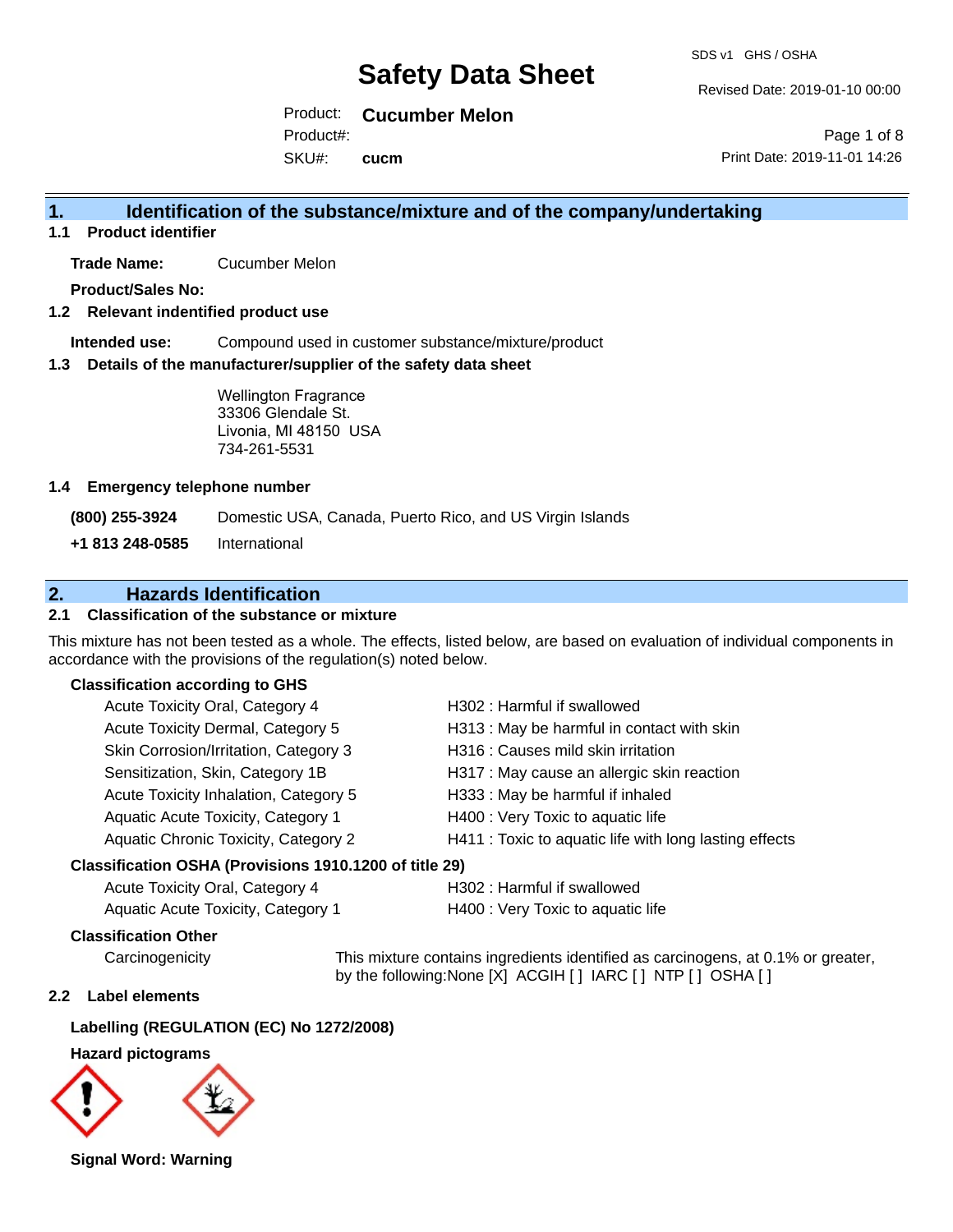# Safety Data Sheet

SDS v1 GHS / OSHA

Revised Date: 2019-01-10 00:00

Product: **Cucumber Melon**

Product#:

SKU#: **cucm**

Print Date: 2019-11-01 14:26

## 1. Identification of the substance/mixture and of the company/undertaking

### 1.1 Product identifier

**Trade Name:** Cucumber Melon

**Product/Sales No:**

### 1.2 Relevant indentified product use

**Intended use:** Compound used in customer substance/mixture/product

### 1.3 Details of the manufacturer/supplier of the safety data sheet

Wellington Fragrance
33306 Glendale St.
Livonia, MI 48150 USA
734-261-5531

### 1.4 Emergency telephone number

**(800) 255-3924** Domestic USA, Canada, Puerto Rico, and US Virgin Islands

**+1 813 248-0585** International

## 2. Hazards Identification

### 2.1 Classification of the substance or mixture

This mixture has not been tested as a whole. The effects, listed below, are based on evaluation of individual components in accordance with the provisions of the regulation(s) noted below.

**Classification according to GHS**

| | |
|---|---|
| Acute Toxicity Oral, Category 4 | H302 : Harmful if swallowed |
| Acute Toxicity Dermal, Category 5 | H313 : May be harmful in contact with skin |
| Skin Corrosion/Irritation, Category 3 | H316 : Causes mild skin irritation |
| Sensitization, Skin, Category 1B | H317 : May cause an allergic skin reaction |
| Acute Toxicity Inhalation, Category 5 | H333 : May be harmful if inhaled |
| Aquatic Acute Toxicity, Category 1 | H400 : Very Toxic to aquatic life |
| Aquatic Chronic Toxicity, Category 2 | H411 : Toxic to aquatic life with long lasting effects |

**Classification OSHA (Provisions 1910.1200 of title 29)**

| | |
|---|---|
| Acute Toxicity Oral, Category 4 | H302 : Harmful if swallowed |
| Aquatic Acute Toxicity, Category 1 | H400 : Very Toxic to aquatic life |

**Classification Other**

Carcinogenicity: This mixture contains ingredients identified as carcinogens, at 0.1% or greater, by the following:None [X] ACGIH [ ] IARC [ ] NTP [ ] OSHA [ ]

### 2.2 Label elements

**Labelling (REGULATION (EC) No 1272/2008)**

**Hazard pictograms**

**Signal Word: Warning**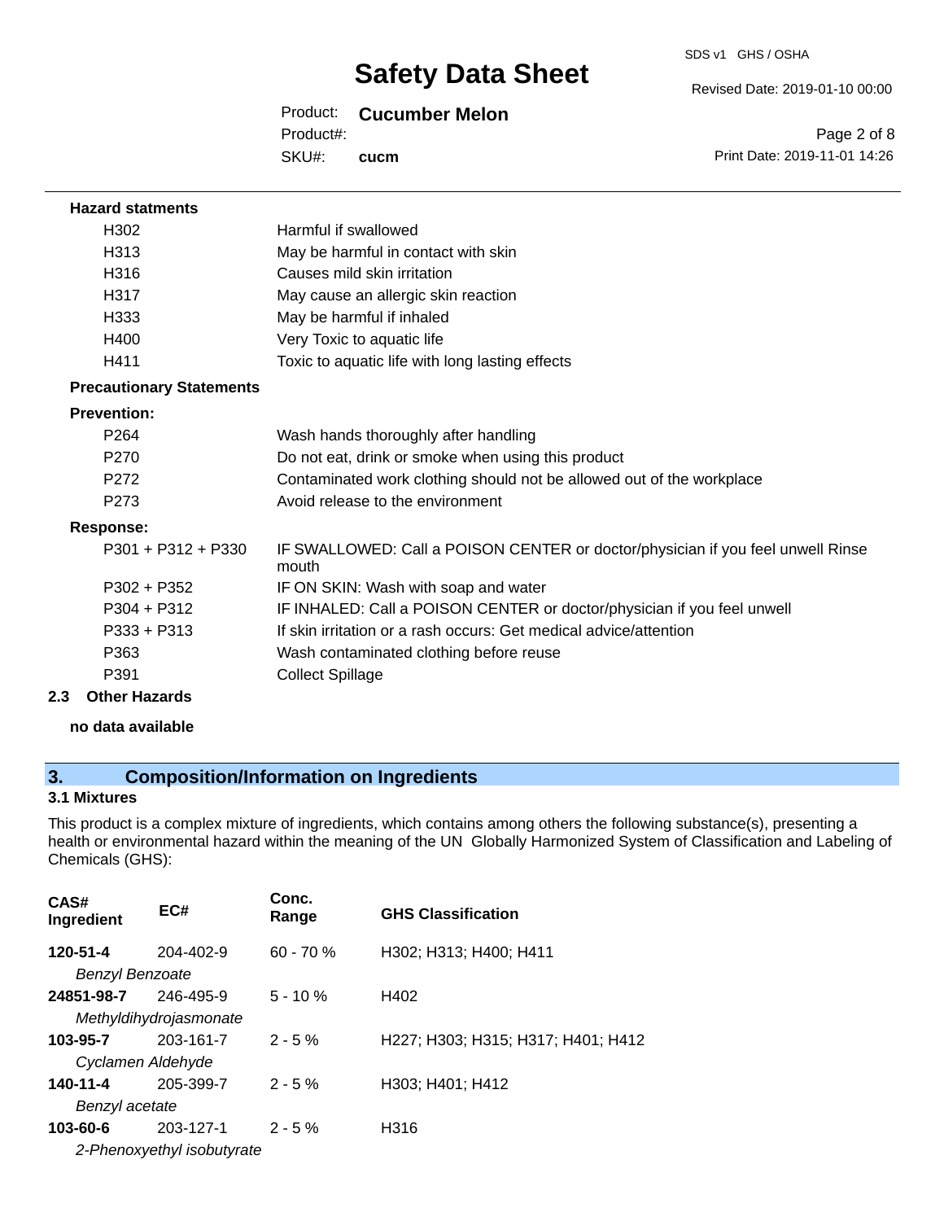**Hazard statments**

| | |
|---|---|
| H302 | Harmful if swallowed |
| H313 | May be harmful in contact with skin |
| H316 | Causes mild skin irritation |
| H317 | May cause an allergic skin reaction |
| H333 | May be harmful if inhaled |
| H400 | Very Toxic to aquatic life |
| H411 | Toxic to aquatic life with long lasting effects |

**Precautionary Statements**

**Prevention:**

| | |
|---|---|
| P264 | Wash hands thoroughly after handling |
| P270 | Do not eat, drink or smoke when using this product |
| P272 | Contaminated work clothing should not be allowed out of the workplace |
| P273 | Avoid release to the environment |

**Response:**

| | |
|---|---|
| P301 + P312 + P330 | IF SWALLOWED: Call a POISON CENTER or doctor/physician if you feel unwell Rinse mouth |
| P302 + P352 | IF ON SKIN: Wash with soap and water |
| P304 + P312 | IF INHALED: Call a POISON CENTER or doctor/physician if you feel unwell |
| P333 + P313 | If skin irritation or a rash occurs: Get medical advice/attention |
| P363 | Wash contaminated clothing before reuse |
| P391 | Collect Spillage |

**2.3 Other Hazards**

**no data available**

## 3. Composition/Information on Ingredients

### 3.1 Mixtures

This product is a complex mixture of ingredients, which contains among others the following substance(s), presenting a health or environmental hazard within the meaning of the UN Globally Harmonized System of Classification and Labeling of Chemicals (GHS):

| CAS# Ingredient | EC# | Conc. Range | GHS Classification |
|---|---|---|---|
| **120-51-4** *Benzyl Benzoate* | 204-402-9 | 60 - 70 % | H302; H313; H400; H411 |
| **24851-98-7** *Methyldihydrojasmonate* | 246-495-9 | 5 - 10 % | H402 |
| **103-95-7** *Cyclamen Aldehyde* | 203-161-7 | 2 - 5 % | H227; H303; H315; H317; H401; H412 |
| **140-11-4** *Benzyl acetate* | 205-399-7 | 2 - 5 % | H303; H401; H412 |
| **103-60-6** *2-Phenoxyethyl isobutyrate* | 203-127-1 | 2 - 5 % | H316 |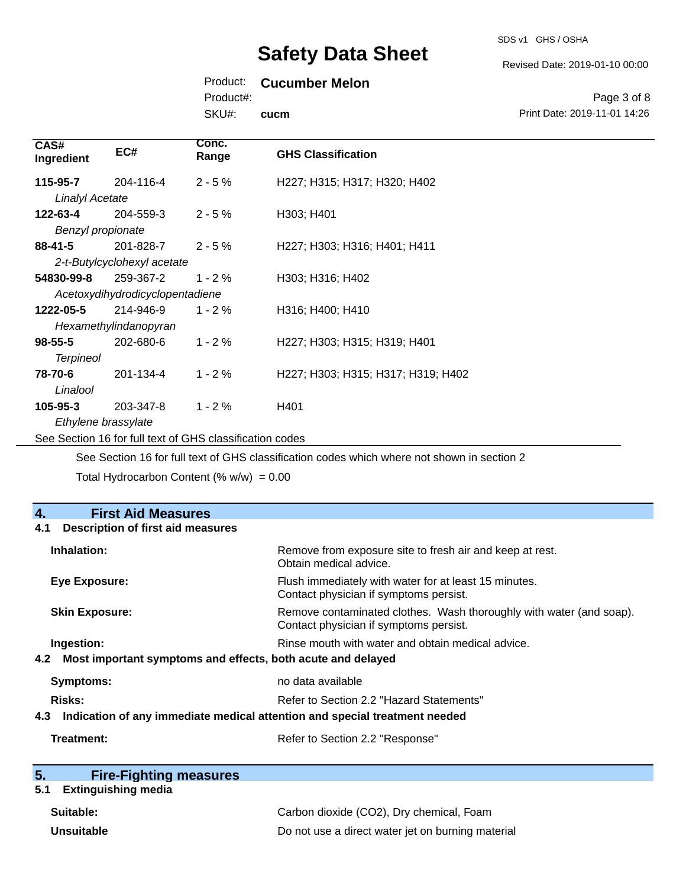| CAS# Ingredient | EC# | Conc. Range | GHS Classification |
|---|---|---|---|
| **115-95-7** *Linalyl Acetate* | 204-116-4 | 2 - 5 % | H227; H315; H317; H320; H402 |
| **122-63-4** *Benzyl propionate* | 204-559-3 | 2 - 5 % | H303; H401 |
| **88-41-5** *2-t-Butylcyclohexyl acetate* | 201-828-7 | 2 - 5 % | H227; H303; H316; H401; H411 |
| **54830-99-8** *Acetoxydihydrodicyclopentadiene* | 259-367-2 | 1 - 2 % | H303; H316; H402 |
| **1222-05-5** *Hexamethylindanopyran* | 214-946-9 | 1 - 2 % | H316; H400; H410 |
| **98-55-5** *Terpineol* | 202-680-6 | 1 - 2 % | H227; H303; H315; H319; H401 |
| **78-70-6** *Linalool* | 201-134-4 | 1 - 2 % | H227; H303; H315; H317; H319; H402 |
| **105-95-3** *Ethylene brassylate* | 203-347-8 | 1 - 2 % | H401 |

See Section 16 for full text of GHS classification codes

See Section 16 for full text of GHS classification codes which where not shown in section 2

Total Hydrocarbon Content (% w/w) = 0.00

## 4. First Aid Measures

### 4.1 Description of first aid measures

**Inhalation:** Remove from exposure site to fresh air and keep at rest. Obtain medical advice.

**Eye Exposure:** Flush immediately with water for at least 15 minutes. Contact physician if symptoms persist.

**Skin Exposure:** Remove contaminated clothes. Wash thoroughly with water (and soap). Contact physician if symptoms persist.

**Ingestion:** Rinse mouth with water and obtain medical advice.

### 4.2 Most important symptoms and effects, both acute and delayed

**Symptoms:** no data available

**Risks:** Refer to Section 2.2 "Hazard Statements"

### 4.3 Indication of any immediate medical attention and special treatment needed

**Treatment:** Refer to Section 2.2 "Response"

## 5. Fire-Fighting measures

### 5.1 Extinguishing media

**Suitable:** Carbon dioxide ($CO_2$), Dry chemical, Foam

**Unsuitable** Do not use a direct water jet on burning material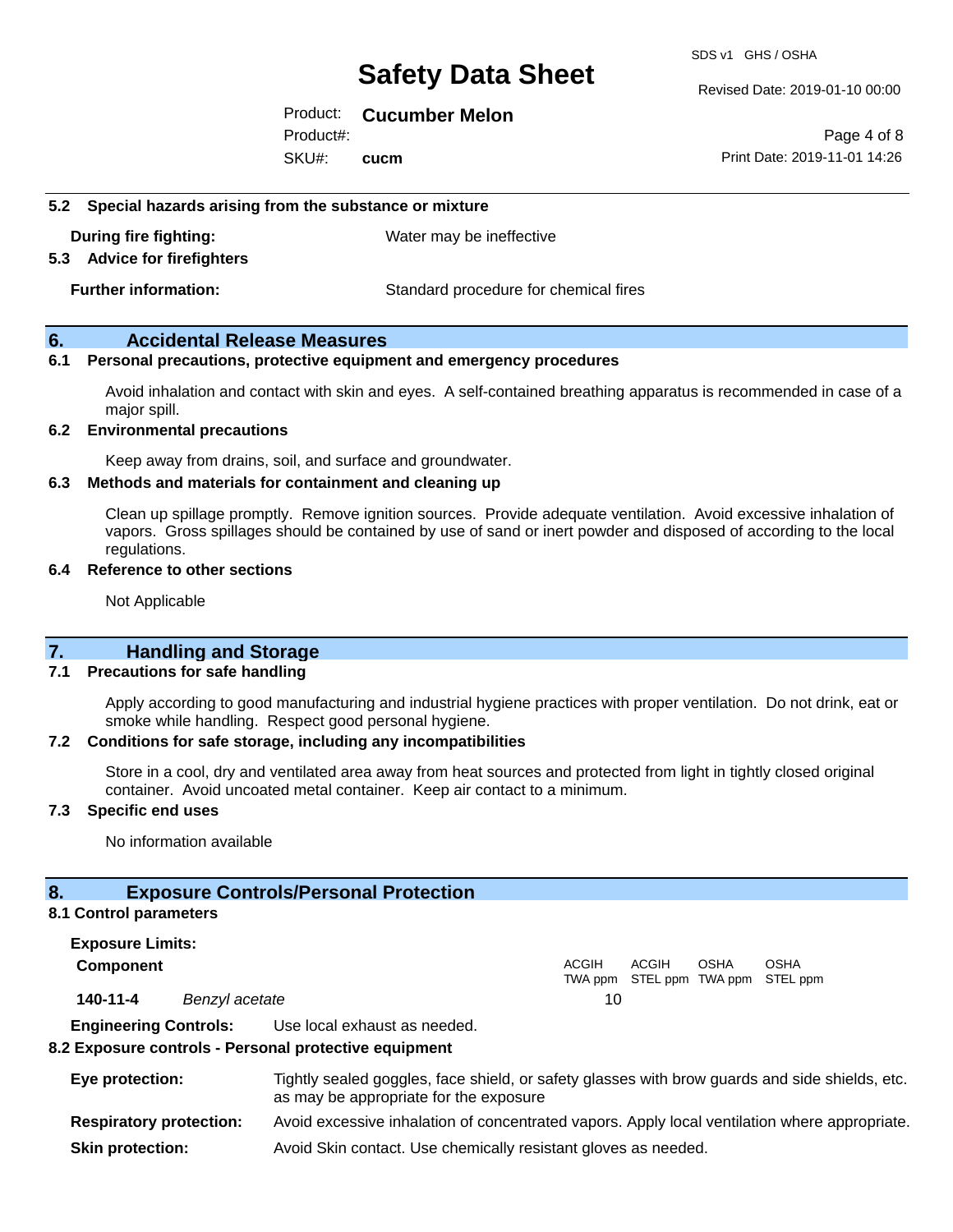### 5.2 Special hazards arising from the substance or mixture

**During fire fighting:** Water may be ineffective

### 5.3 Advice for firefighters

**Further information:** Standard procedure for chemical fires

## 6. Accidental Release Measures

### 6.1 Personal precautions, protective equipment and emergency procedures

Avoid inhalation and contact with skin and eyes. A self-contained breathing apparatus is recommended in case of a major spill.

### 6.2 Environmental precautions

Keep away from drains, soil, and surface and groundwater.

### 6.3 Methods and materials for containment and cleaning up

Clean up spillage promptly. Remove ignition sources. Provide adequate ventilation. Avoid excessive inhalation of vapors. Gross spillages should be contained by use of sand or inert powder and disposed of according to the local regulations.

### 6.4 Reference to other sections

Not Applicable

## 7. Handling and Storage

### 7.1 Precautions for safe handling

Apply according to good manufacturing and industrial hygiene practices with proper ventilation. Do not drink, eat or smoke while handling. Respect good personal hygiene.

### 7.2 Conditions for safe storage, including any incompatibilities

Store in a cool, dry and ventilated area away from heat sources and protected from light in tightly closed original container. Avoid uncoated metal container. Keep air contact to a minimum.

### 7.3 Specific end uses

No information available

## 8. Exposure Controls/Personal Protection

### 8.1 Control parameters

**Exposure Limits:**

| Component | | ACGIH TWA ppm | ACGIH STEL ppm | OSHA TWA ppm | OSHA STEL ppm |
|---|---|---|---|---|---|
| **140-11-4** | *Benzyl acetate* | 10 | | | |

**Engineering Controls:** Use local exhaust as needed.

### 8.2 Exposure controls - Personal protective equipment

**Eye protection:** Tightly sealed goggles, face shield, or safety glasses with brow guards and side shields, etc. as may be appropriate for the exposure

**Respiratory protection:** Avoid excessive inhalation of concentrated vapors. Apply local ventilation where appropriate.

**Skin protection:** Avoid Skin contact. Use chemically resistant gloves as needed.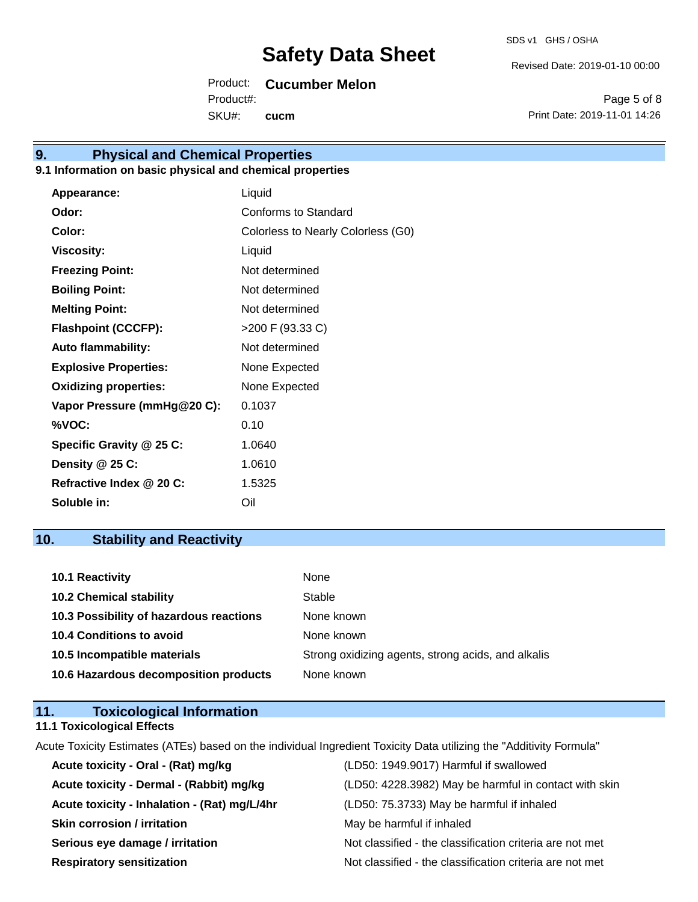## 9. Physical and Chemical Properties

### 9.1 Information on basic physical and chemical properties

| | |
|---|---|
| **Appearance:** | Liquid |
| **Odor:** | Conforms to Standard |
| **Color:** | Colorless to Nearly Colorless (G0) |
| **Viscosity:** | Liquid |
| **Freezing Point:** | Not determined |
| **Boiling Point:** | Not determined |
| **Melting Point:** | Not determined |
| **Flashpoint (CCCFP):** | >200 F (93.33 C) |
| **Auto flammability:** | Not determined |
| **Explosive Properties:** | None Expected |
| **Oxidizing properties:** | None Expected |
| **Vapor Pressure (mmHg@20 C):** | 0.1037 |
| **%VOC:** | 0.10 |
| **Specific Gravity @ 25 C:** | 1.0640 |
| **Density @ 25 C:** | 1.0610 |
| **Refractive Index @ 20 C:** | 1.5325 |
| **Soluble in:** | Oil |

## 10. Stability and Reactivity

| | |
|---|---|
| **10.1 Reactivity** | None |
| **10.2 Chemical stability** | Stable |
| **10.3 Possibility of hazardous reactions** | None known |
| **10.4 Conditions to avoid** | None known |
| **10.5 Incompatible materials** | Strong oxidizing agents, strong acids, and alkalis |
| **10.6 Hazardous decomposition products** | None known |

## 11. Toxicological Information

### 11.1 Toxicological Effects

Acute Toxicity Estimates (ATEs) based on the individual Ingredient Toxicity Data utilizing the "Additivity Formula"

| | |
|---|---|
| **Acute toxicity - Oral - (Rat) mg/kg** | (LD50: 1949.9017) Harmful if swallowed |
| **Acute toxicity - Dermal - (Rabbit) mg/kg** | (LD50: 4228.3982) May be harmful in contact with skin |
| **Acute toxicity - Inhalation - (Rat) mg/L/4hr** | (LD50: 75.3733) May be harmful if inhaled |
| **Skin corrosion / irritation** | May be harmful if inhaled |
| **Serious eye damage / irritation** | Not classified - the classification criteria are not met |
| **Respiratory sensitization** | Not classified - the classification criteria are not met |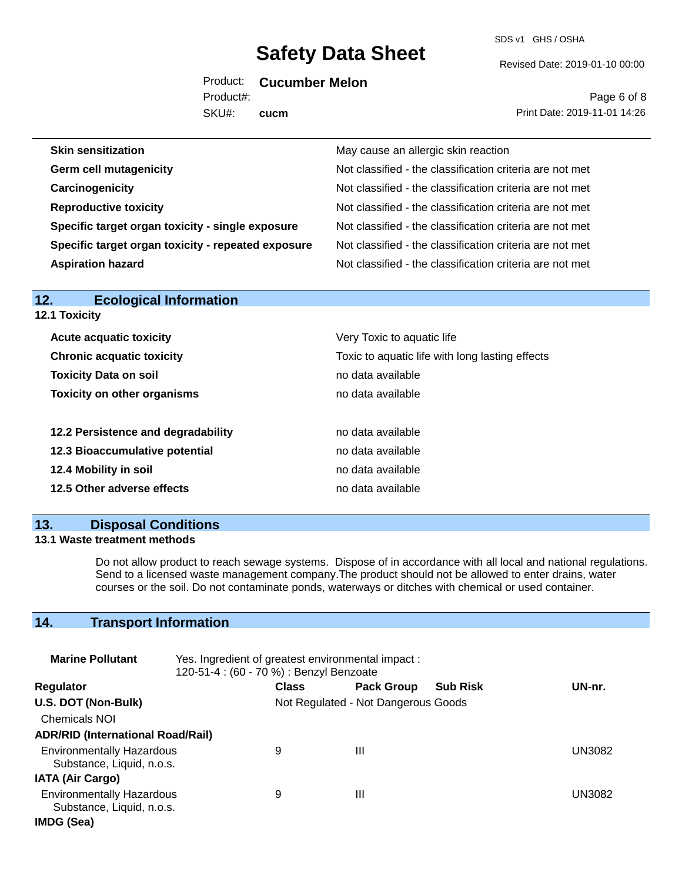| | |
|---|---|
| **Skin sensitization** | May cause an allergic skin reaction |
| **Germ cell mutagenicity** | Not classified - the classification criteria are not met |
| **Carcinogenicity** | Not classified - the classification criteria are not met |
| **Reproductive toxicity** | Not classified - the classification criteria are not met |
| **Specific target organ toxicity - single exposure** | Not classified - the classification criteria are not met |
| **Specific target organ toxicity - repeated exposure** | Not classified - the classification criteria are not met |
| **Aspiration hazard** | Not classified - the classification criteria are not met |

## 12. Ecological Information

### 12.1 Toxicity

| | |
|---|---|
| **Acute acquatic toxicity** | Very Toxic to aquatic life |
| **Chronic acquatic toxicity** | Toxic to aquatic life with long lasting effects |
| **Toxicity Data on soil** | no data available |
| **Toxicity on other organisms** | no data available |

| | |
|---|---|
| **12.2 Persistence and degradability** | no data available |
| **12.3 Bioaccumulative potential** | no data available |
| **12.4 Mobility in soil** | no data available |
| **12.5 Other adverse effects** | no data available |

## 13. Disposal Conditions

### 13.1 Waste treatment methods

Do not allow product to reach sewage systems. Dispose of in accordance with all local and national regulations. Send to a licensed waste management company.The product should not be allowed to enter drains, water courses or the soil. Do not contaminate ponds, waterways or ditches with chemical or used container.

## 14. Transport Information

**Marine Pollutant** Yes. Ingredient of greatest environmental impact : 120-51-4 : (60 - 70 %) : Benzyl Benzoate

| Regulator | Class | Pack Group | Sub Risk | UN-nr. |
|---|---|---|---|---|
| **U.S. DOT (Non-Bulk)** | Not Regulated - Not Dangerous Goods | | | |
| Chemicals NOI | | | | |
| **ADR/RID (International Road/Rail)** | | | | |
| Environmentally Hazardous Substance, Liquid, n.o.s. | 9 | III | | UN3082 |
| **IATA (Air Cargo)** | | | | |
| Environmentally Hazardous Substance, Liquid, n.o.s. | 9 | III | | UN3082 |
| **IMDG (Sea)** | | | | |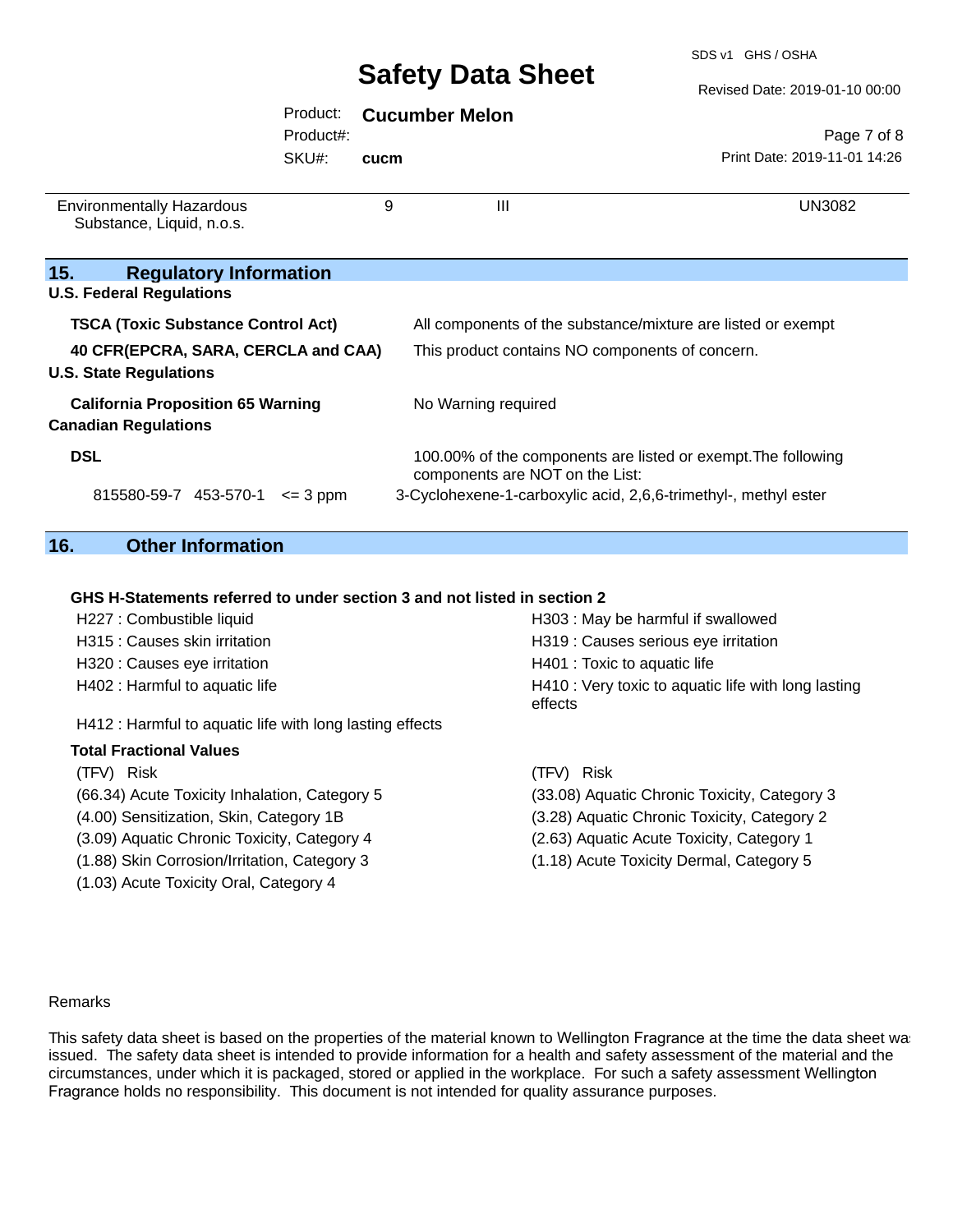| Environmentally Hazardous Substance, Liquid, n.o.s. | 9 | III | UN3082 |
|---|---|---|---|

## 15. Regulatory Information

**U.S. Federal Regulations**

| | |
|---|---|
| **TSCA (Toxic Substance Control Act)** | All components of the substance/mixture are listed or exempt |
| **40 CFR(EPCRA, SARA, CERCLA and CAA)** | This product contains NO components of concern. |

**U.S. State Regulations**

| | |
|---|---|
| **California Proposition 65 Warning** | No Warning required |

**Canadian Regulations**

**DSL** — 100.00% of the components are listed or exempt. The following components are NOT on the List:

| CAS | EC | Amount | Name |
|---|---|---|---|
| 815580-59-7 | 453-570-1 | <= 3 ppm | 3-Cyclohexene-1-carboxylic acid, 2,6,6-trimethyl-, methyl ester |

## 16. Other Information

**GHS H-Statements referred to under section 3 and not listed in section 2**

- H227 : Combustible liquid
- H303 : May be harmful if swallowed
- H315 : Causes skin irritation
- H319 : Causes serious eye irritation
- H320 : Causes eye irritation
- H401 : Toxic to aquatic life
- H402 : Harmful to aquatic life
- H410 : Very toxic to aquatic life with long lasting effects
- H412 : Harmful to aquatic life with long lasting effects

**Total Fractional Values**

| (TFV) Risk | (TFV) Risk |
|---|---|
| (66.34) Acute Toxicity Inhalation, Category 5 | (33.08) Aquatic Chronic Toxicity, Category 3 |
| (4.00) Sensitization, Skin, Category 1B | (3.28) Aquatic Chronic Toxicity, Category 2 |
| (3.09) Aquatic Chronic Toxicity, Category 4 | (2.63) Aquatic Acute Toxicity, Category 1 |
| (1.88) Skin Corrosion/Irritation, Category 3 | (1.18) Acute Toxicity Dermal, Category 5 |
| (1.03) Acute Toxicity Oral, Category 4 | |

Remarks

This safety data sheet is based on the properties of the material known to Wellington Fragrance at the time the data sheet was issued. The safety data sheet is intended to provide information for a health and safety assessment of the material and the circumstances, under which it is packaged, stored or applied in the workplace. For such a safety assessment Wellington Fragrance holds no responsibility. This document is not intended for quality assurance purposes.